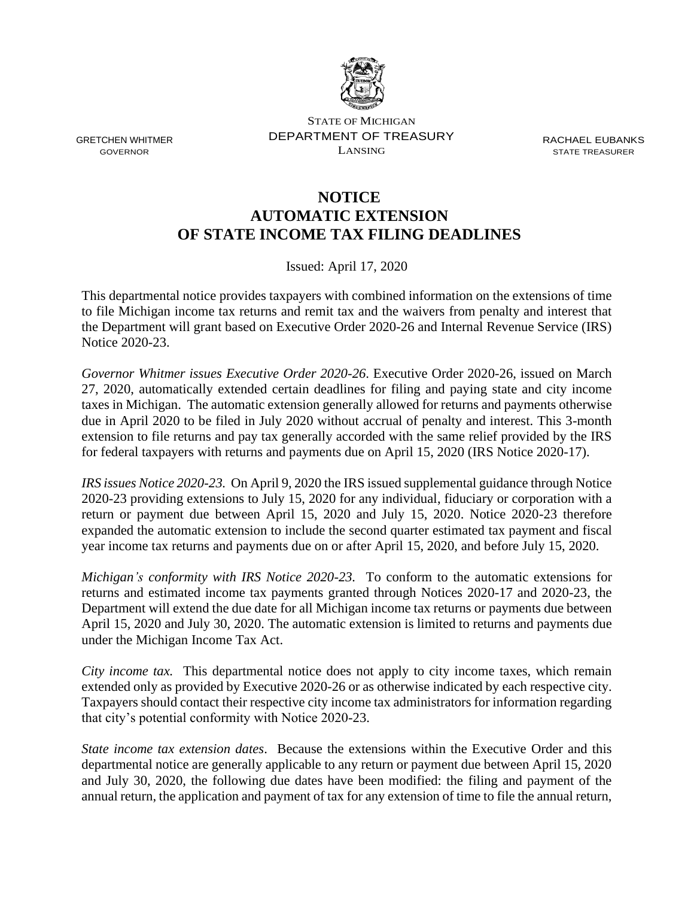STATE OF MICHIGAN
DEPARTMENT OF TREASURY
LANSING

GRETCHEN WHITMER
GOVERNOR

RACHAEL EUBANKS
STATE TREASURER

# NOTICE
# AUTOMATIC EXTENSION OF STATE INCOME TAX FILING DEADLINES

Issued: April 17, 2020

This departmental notice provides taxpayers with combined information on the extensions of time to file Michigan income tax returns and remit tax and the waivers from penalty and interest that the Department will grant based on Executive Order 2020-26 and Internal Revenue Service (IRS) Notice 2020-23.

*Governor Whitmer issues Executive Order 2020-26*. Executive Order 2020-26, issued on March 27, 2020, automatically extended certain deadlines for filing and paying state and city income taxes in Michigan. The automatic extension generally allowed for returns and payments otherwise due in April 2020 to be filed in July 2020 without accrual of penalty and interest. This 3-month extension to file returns and pay tax generally accorded with the same relief provided by the IRS for federal taxpayers with returns and payments due on April 15, 2020 (IRS Notice 2020-17).

*IRS issues Notice 2020-23.* On April 9, 2020 the IRS issued supplemental guidance through Notice 2020-23 providing extensions to July 15, 2020 for any individual, fiduciary or corporation with a return or payment due between April 15, 2020 and July 15, 2020. Notice 2020-23 therefore expanded the automatic extension to include the second quarter estimated tax payment and fiscal year income tax returns and payments due on or after April 15, 2020, and before July 15, 2020.

*Michigan's conformity with IRS Notice 2020-23.* To conform to the automatic extensions for returns and estimated income tax payments granted through Notices 2020-17 and 2020-23, the Department will extend the due date for all Michigan income tax returns or payments due between April 15, 2020 and July 30, 2020. The automatic extension is limited to returns and payments due under the Michigan Income Tax Act.

*City income tax.* This departmental notice does not apply to city income taxes, which remain extended only as provided by Executive 2020-26 or as otherwise indicated by each respective city. Taxpayers should contact their respective city income tax administrators for information regarding that city's potential conformity with Notice 2020-23.

*State income tax extension dates*. Because the extensions within the Executive Order and this departmental notice are generally applicable to any return or payment due between April 15, 2020 and July 30, 2020, the following due dates have been modified: the filing and payment of the annual return, the application and payment of tax for any extension of time to file the annual return,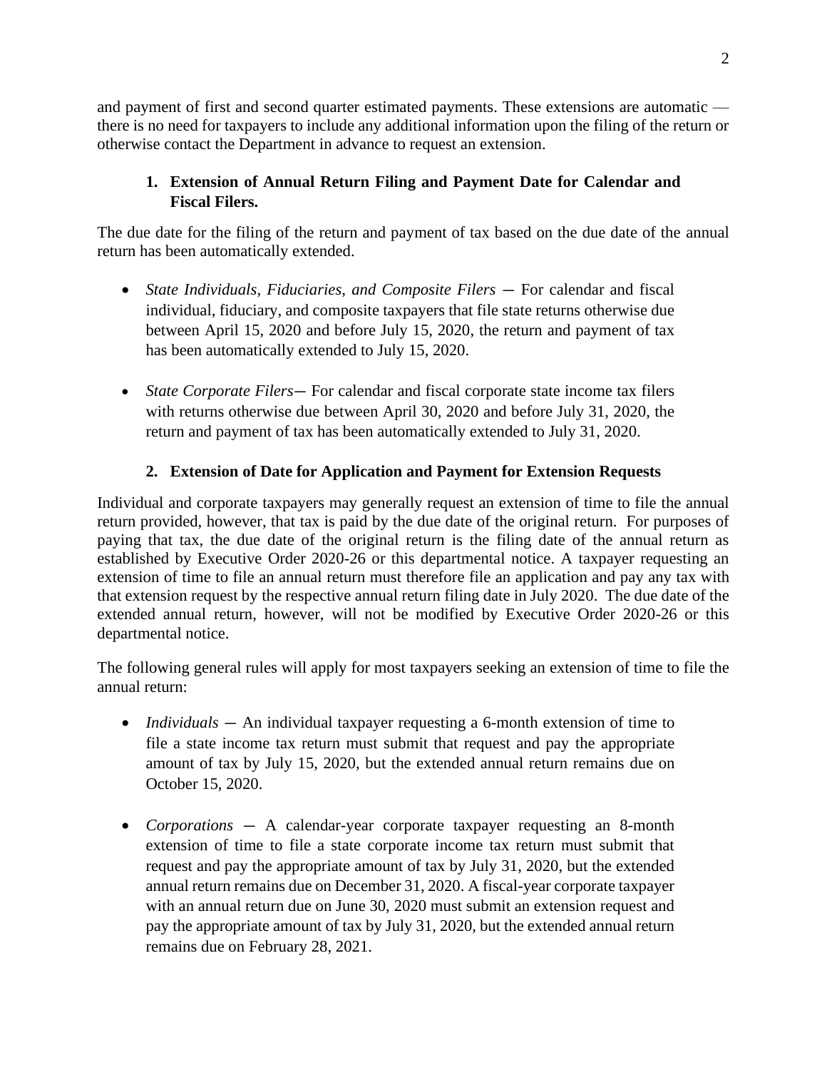and payment of first and second quarter estimated payments. These extensions are automatic — there is no need for taxpayers to include any additional information upon the filing of the return or otherwise contact the Department in advance to request an extension.

### 1. Extension of Annual Return Filing and Payment Date for Calendar and Fiscal Filers.

The due date for the filing of the return and payment of tax based on the due date of the annual return has been automatically extended.

- *State Individuals, Fiduciaries, and Composite Filers* ─ For calendar and fiscal individual, fiduciary, and composite taxpayers that file state returns otherwise due between April 15, 2020 and before July 15, 2020, the return and payment of tax has been automatically extended to July 15, 2020.

- *State Corporate Filers*─ For calendar and fiscal corporate state income tax filers with returns otherwise due between April 30, 2020 and before July 31, 2020, the return and payment of tax has been automatically extended to July 31, 2020.

### 2. Extension of Date for Application and Payment for Extension Requests

Individual and corporate taxpayers may generally request an extension of time to file the annual return provided, however, that tax is paid by the due date of the original return. For purposes of paying that tax, the due date of the original return is the filing date of the annual return as established by Executive Order 2020-26 or this departmental notice. A taxpayer requesting an extension of time to file an annual return must therefore file an application and pay any tax with that extension request by the respective annual return filing date in July 2020. The due date of the extended annual return, however, will not be modified by Executive Order 2020-26 or this departmental notice.

The following general rules will apply for most taxpayers seeking an extension of time to file the annual return:

- *Individuals* ─ An individual taxpayer requesting a 6-month extension of time to file a state income tax return must submit that request and pay the appropriate amount of tax by July 15, 2020, but the extended annual return remains due on October 15, 2020.

- *Corporations* ─ A calendar-year corporate taxpayer requesting an 8-month extension of time to file a state corporate income tax return must submit that request and pay the appropriate amount of tax by July 31, 2020, but the extended annual return remains due on December 31, 2020. A fiscal-year corporate taxpayer with an annual return due on June 30, 2020 must submit an extension request and pay the appropriate amount of tax by July 31, 2020, but the extended annual return remains due on February 28, 2021.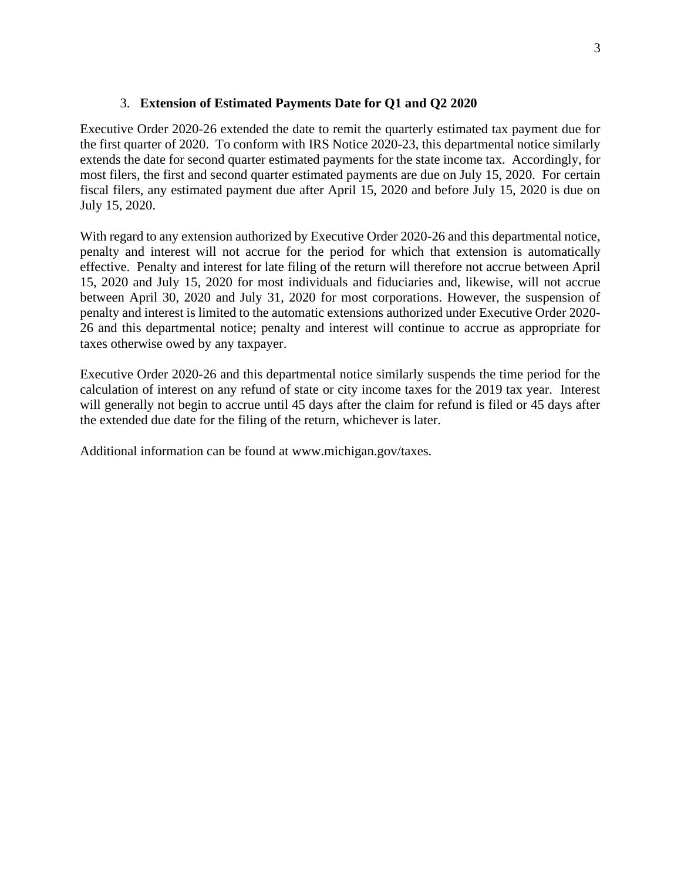3. **Extension of Estimated Payments Date for Q1 and Q2 2020**

Executive Order 2020-26 extended the date to remit the quarterly estimated tax payment due for the first quarter of 2020. To conform with IRS Notice 2020-23, this departmental notice similarly extends the date for second quarter estimated payments for the state income tax. Accordingly, for most filers, the first and second quarter estimated payments are due on July 15, 2020. For certain fiscal filers, any estimated payment due after April 15, 2020 and before July 15, 2020 is due on July 15, 2020.

With regard to any extension authorized by Executive Order 2020-26 and this departmental notice, penalty and interest will not accrue for the period for which that extension is automatically effective. Penalty and interest for late filing of the return will therefore not accrue between April 15, 2020 and July 15, 2020 for most individuals and fiduciaries and, likewise, will not accrue between April 30, 2020 and July 31, 2020 for most corporations. However, the suspension of penalty and interest is limited to the automatic extensions authorized under Executive Order 2020-26 and this departmental notice; penalty and interest will continue to accrue as appropriate for taxes otherwise owed by any taxpayer.

Executive Order 2020-26 and this departmental notice similarly suspends the time period for the calculation of interest on any refund of state or city income taxes for the 2019 tax year. Interest will generally not begin to accrue until 45 days after the claim for refund is filed or 45 days after the extended due date for the filing of the return, whichever is later.

Additional information can be found at www.michigan.gov/taxes.